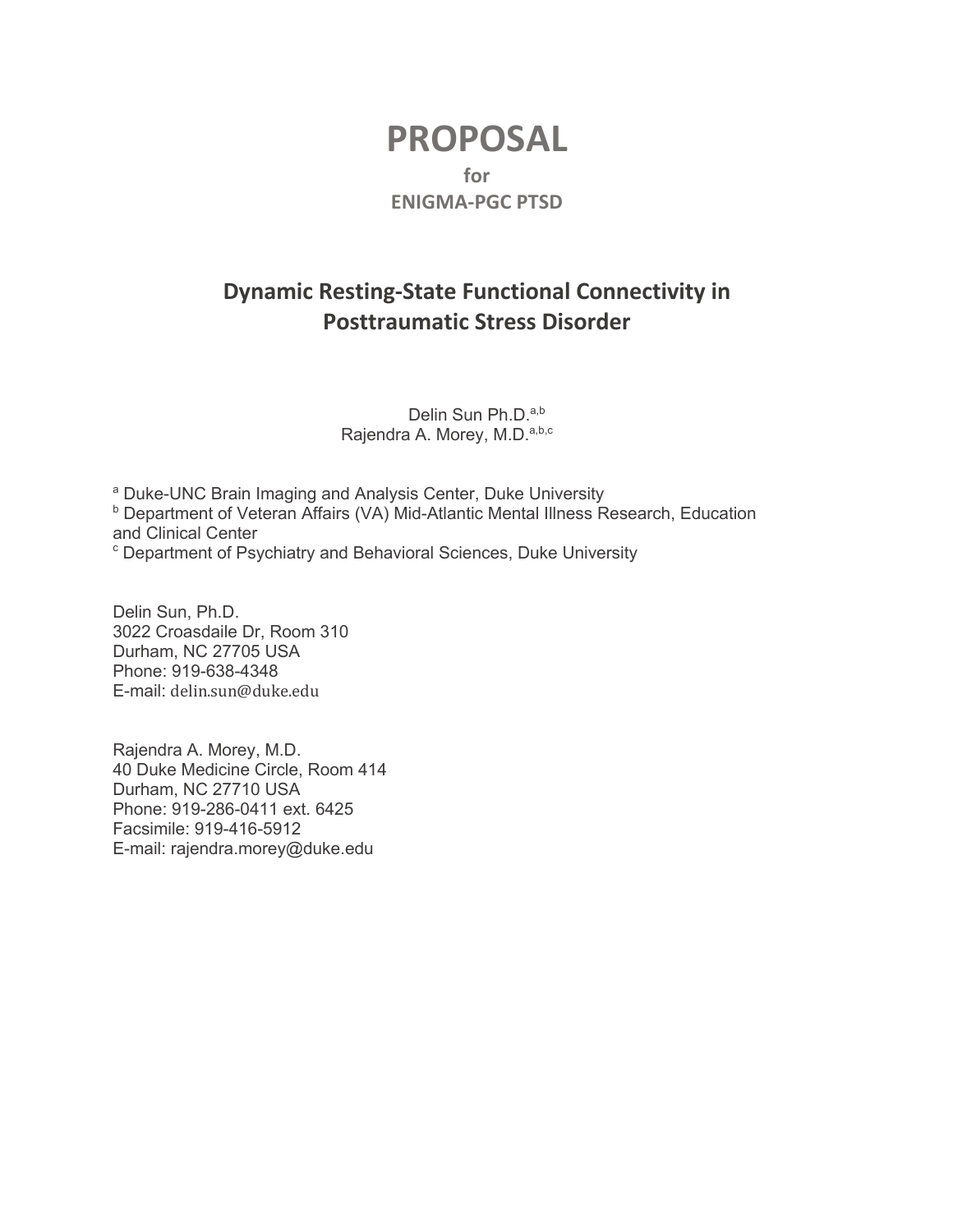# PROPOSAL

**for**

**ENIGMA-PGC PTSD**

## Dynamic Resting-State Functional Connectivity in Posttraumatic Stress Disorder

Delin Sun Ph.D.[a,b]
Rajendra A. Morey, M.D.[a,b,c]

[a] Duke-UNC Brain Imaging and Analysis Center, Duke University
[b] Department of Veteran Affairs (VA) Mid-Atlantic Mental Illness Research, Education and Clinical Center
[c] Department of Psychiatry and Behavioral Sciences, Duke University

Delin Sun, Ph.D.
3022 Croasdaile Dr, Room 310
Durham, NC 27705 USA
Phone: 919-638-4348
E-mail: delin.sun@duke.edu

Rajendra A. Morey, M.D.
40 Duke Medicine Circle, Room 414
Durham, NC 27710 USA
Phone: 919-286-0411 ext. 6425
Facsimile: 919-416-5912
E-mail: rajendra.morey@duke.edu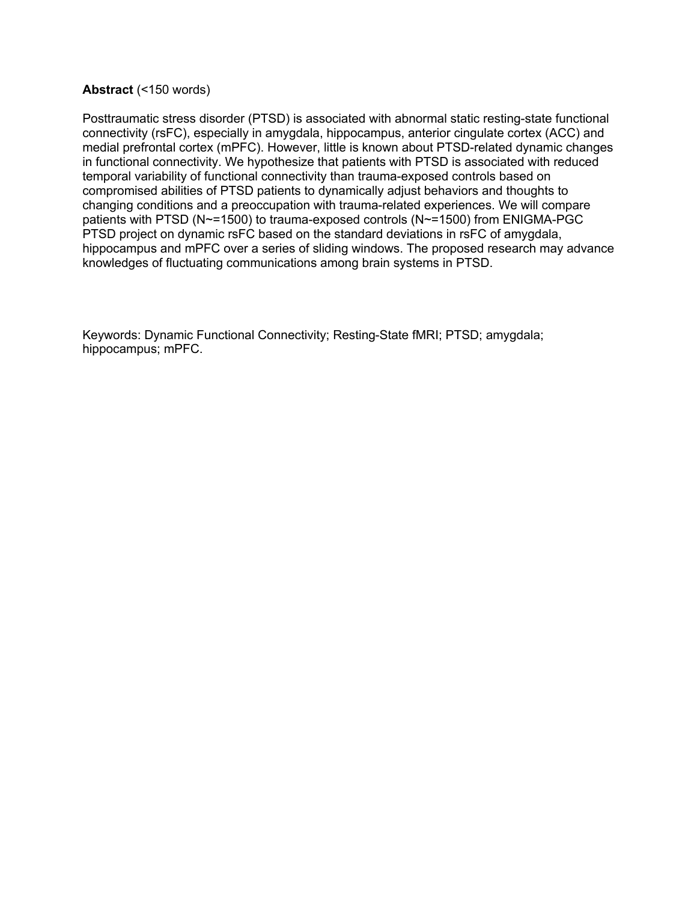**Abstract** (<150 words)

Posttraumatic stress disorder (PTSD) is associated with abnormal static resting-state functional connectivity (rsFC), especially in amygdala, hippocampus, anterior cingulate cortex (ACC) and medial prefrontal cortex (mPFC). However, little is known about PTSD-related dynamic changes in functional connectivity. We hypothesize that patients with PTSD is associated with reduced temporal variability of functional connectivity than trauma-exposed controls based on compromised abilities of PTSD patients to dynamically adjust behaviors and thoughts to changing conditions and a preoccupation with trauma-related experiences. We will compare patients with PTSD (N~=1500) to trauma-exposed controls (N~=1500) from ENIGMA-PGC PTSD project on dynamic rsFC based on the standard deviations in rsFC of amygdala, hippocampus and mPFC over a series of sliding windows. The proposed research may advance knowledges of fluctuating communications among brain systems in PTSD.

Keywords: Dynamic Functional Connectivity; Resting-State fMRI; PTSD; amygdala; hippocampus; mPFC.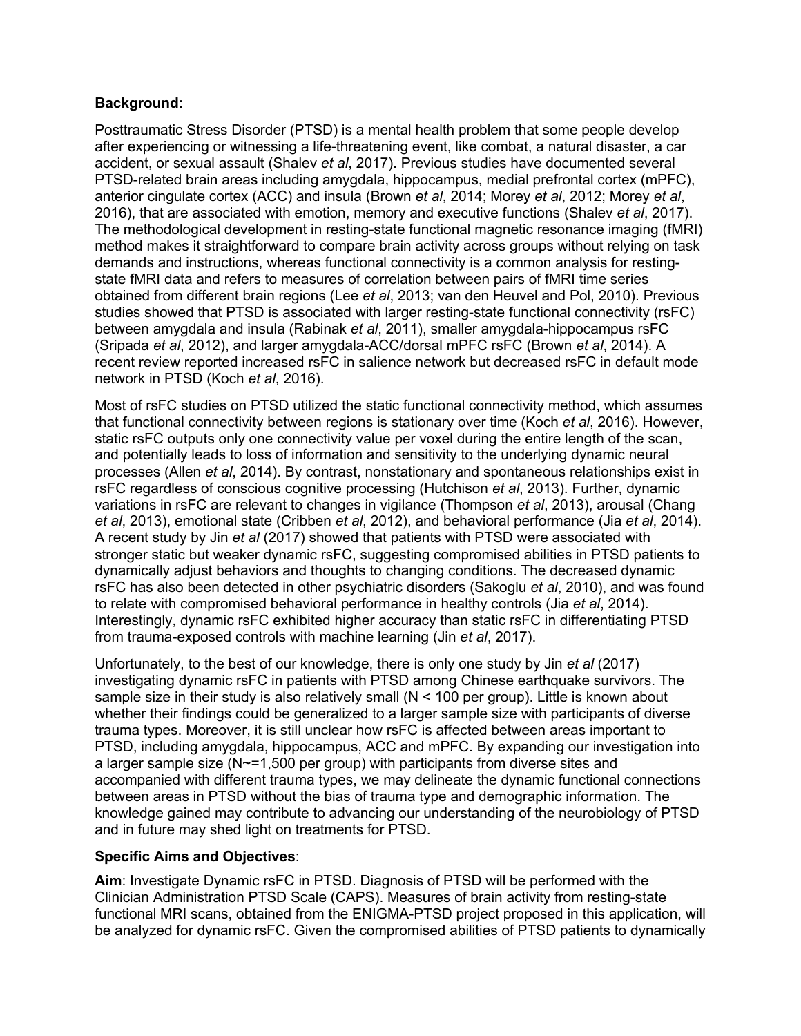**Background:**

Posttraumatic Stress Disorder (PTSD) is a mental health problem that some people develop after experiencing or witnessing a life-threatening event, like combat, a natural disaster, a car accident, or sexual assault (Shalev *et al*, 2017). Previous studies have documented several PTSD-related brain areas including amygdala, hippocampus, medial prefrontal cortex (mPFC), anterior cingulate cortex (ACC) and insula (Brown *et al*, 2014; Morey *et al*, 2012; Morey *et al*, 2016), that are associated with emotion, memory and executive functions (Shalev *et al*, 2017). The methodological development in resting-state functional magnetic resonance imaging (fMRI) method makes it straightforward to compare brain activity across groups without relying on task demands and instructions, whereas functional connectivity is a common analysis for resting-state fMRI data and refers to measures of correlation between pairs of fMRI time series obtained from different brain regions (Lee *et al*, 2013; van den Heuvel and Pol, 2010). Previous studies showed that PTSD is associated with larger resting-state functional connectivity (rsFC) between amygdala and insula (Rabinak *et al*, 2011), smaller amygdala-hippocampus rsFC (Sripada *et al*, 2012), and larger amygdala-ACC/dorsal mPFC rsFC (Brown *et al*, 2014). A recent review reported increased rsFC in salience network but decreased rsFC in default mode network in PTSD (Koch *et al*, 2016).

Most of rsFC studies on PTSD utilized the static functional connectivity method, which assumes that functional connectivity between regions is stationary over time (Koch *et al*, 2016). However, static rsFC outputs only one connectivity value per voxel during the entire length of the scan, and potentially leads to loss of information and sensitivity to the underlying dynamic neural processes (Allen *et al*, 2014). By contrast, nonstationary and spontaneous relationships exist in rsFC regardless of conscious cognitive processing (Hutchison *et al*, 2013). Further, dynamic variations in rsFC are relevant to changes in vigilance (Thompson *et al*, 2013), arousal (Chang *et al*, 2013), emotional state (Cribben *et al*, 2012), and behavioral performance (Jia *et al*, 2014). A recent study by Jin *et al* (2017) showed that patients with PTSD were associated with stronger static but weaker dynamic rsFC, suggesting compromised abilities in PTSD patients to dynamically adjust behaviors and thoughts to changing conditions. The decreased dynamic rsFC has also been detected in other psychiatric disorders (Sakoglu *et al*, 2010), and was found to relate with compromised behavioral performance in healthy controls (Jia *et al*, 2014). Interestingly, dynamic rsFC exhibited higher accuracy than static rsFC in differentiating PTSD from trauma-exposed controls with machine learning (Jin *et al*, 2017).

Unfortunately, to the best of our knowledge, there is only one study by Jin *et al* (2017) investigating dynamic rsFC in patients with PTSD among Chinese earthquake survivors. The sample size in their study is also relatively small (N < 100 per group). Little is known about whether their findings could be generalized to a larger sample size with participants of diverse trauma types. Moreover, it is still unclear how rsFC is affected between areas important to PTSD, including amygdala, hippocampus, ACC and mPFC. By expanding our investigation into a larger sample size (N~=1,500 per group) with participants from diverse sites and accompanied with different trauma types, we may delineate the dynamic functional connections between areas in PTSD without the bias of trauma type and demographic information. The knowledge gained may contribute to advancing our understanding of the neurobiology of PTSD and in future may shed light on treatments for PTSD.

**Specific Aims and Objectives**:

**Aim**: Investigate Dynamic rsFC in PTSD. Diagnosis of PTSD will be performed with the Clinician Administration PTSD Scale (CAPS). Measures of brain activity from resting-state functional MRI scans, obtained from the ENIGMA-PTSD project proposed in this application, will be analyzed for dynamic rsFC. Given the compromised abilities of PTSD patients to dynamically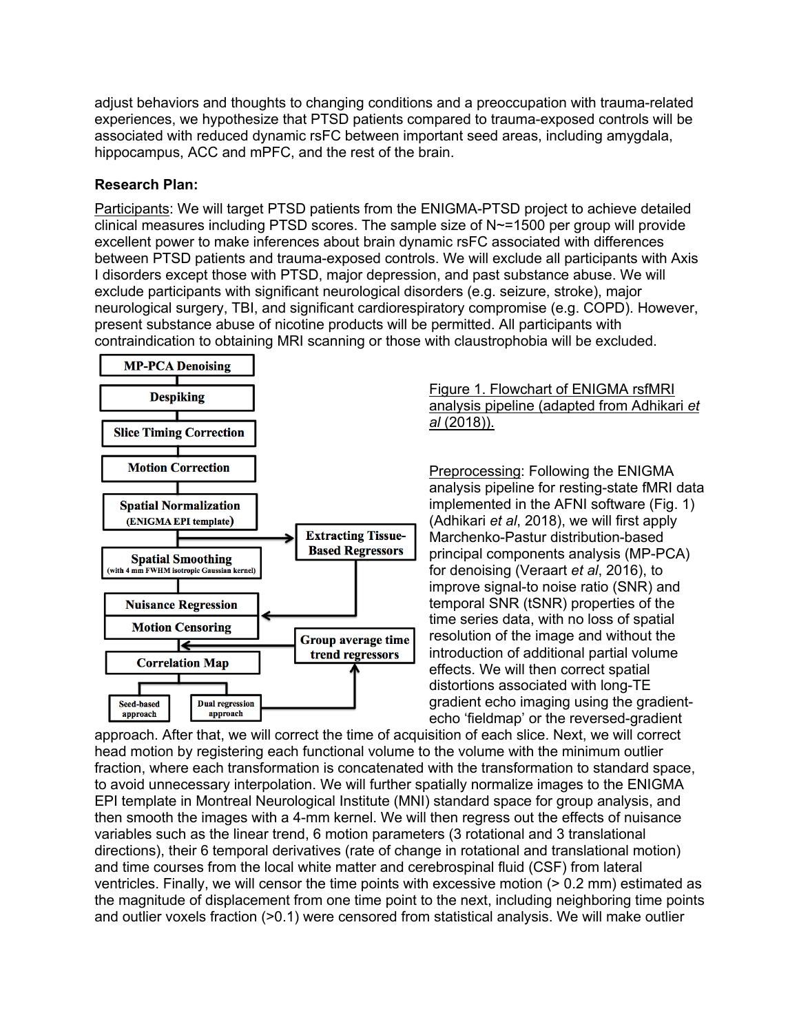adjust behaviors and thoughts to changing conditions and a preoccupation with trauma-related experiences, we hypothesize that PTSD patients compared to trauma-exposed controls will be associated with reduced dynamic rsFC between important seed areas, including amygdala, hippocampus, ACC and mPFC, and the rest of the brain.

**Research Plan:**

Participants: We will target PTSD patients from the ENIGMA-PTSD project to achieve detailed clinical measures including PTSD scores. The sample size of N~=1500 per group will provide excellent power to make inferences about brain dynamic rsFC associated with differences between PTSD patients and trauma-exposed controls. We will exclude all participants with Axis I disorders except those with PTSD, major depression, and past substance abuse. We will exclude participants with significant neurological disorders (e.g. seizure, stroke), major neurological surgery, TBI, and significant cardiorespiratory compromise (e.g. COPD). However, present substance abuse of nicotine products will be permitted. All participants with contraindication to obtaining MRI scanning or those with claustrophobia will be excluded.

MP-PCA Denoising → Despiking → Slice Timing Correction → Motion Correction → Spatial Normalization (ENIGMA EPI template) → Spatial Smoothing (with 4 mm FWHM isotropic Gaussian kernel) → Nuisance Regression → Motion Censoring → Correlation Map → Seed-based approach / Dual regression approach

Extracting Tissue-Based Regressors; Group average time trend regressors

Figure 1. Flowchart of ENIGMA rsfMRI analysis pipeline (adapted from Adhikari *et al* (2018)).

Preprocessing: Following the ENIGMA analysis pipeline for resting-state fMRI data implemented in the AFNI software (Fig. 1) (Adhikari *et al*, 2018), we will first apply Marchenko-Pastur distribution-based principal components analysis (MP-PCA) for denoising (Veraart *et al*, 2016), to improve signal-to noise ratio (SNR) and temporal SNR (tSNR) properties of the time series data, with no loss of spatial resolution of the image and without the introduction of additional partial volume effects. We will then correct spatial distortions associated with long-TE gradient echo imaging using the gradient-echo 'fieldmap' or the reversed-gradient approach. After that, we will correct the time of acquisition of each slice. Next, we will correct head motion by registering each functional volume to the volume with the minimum outlier fraction, where each transformation is concatenated with the transformation to standard space, to avoid unnecessary interpolation. We will further spatially normalize images to the ENIGMA EPI template in Montreal Neurological Institute (MNI) standard space for group analysis, and then smooth the images with a 4-mm kernel. We will then regress out the effects of nuisance variables such as the linear trend, 6 motion parameters (3 rotational and 3 translational directions), their 6 temporal derivatives (rate of change in rotational and translational motion) and time courses from the local white matter and cerebrospinal fluid (CSF) from lateral ventricles. Finally, we will censor the time points with excessive motion (> 0.2 mm) estimated as the magnitude of displacement from one time point to the next, including neighboring time points and outlier voxels fraction (>0.1) were censored from statistical analysis. We will make outlier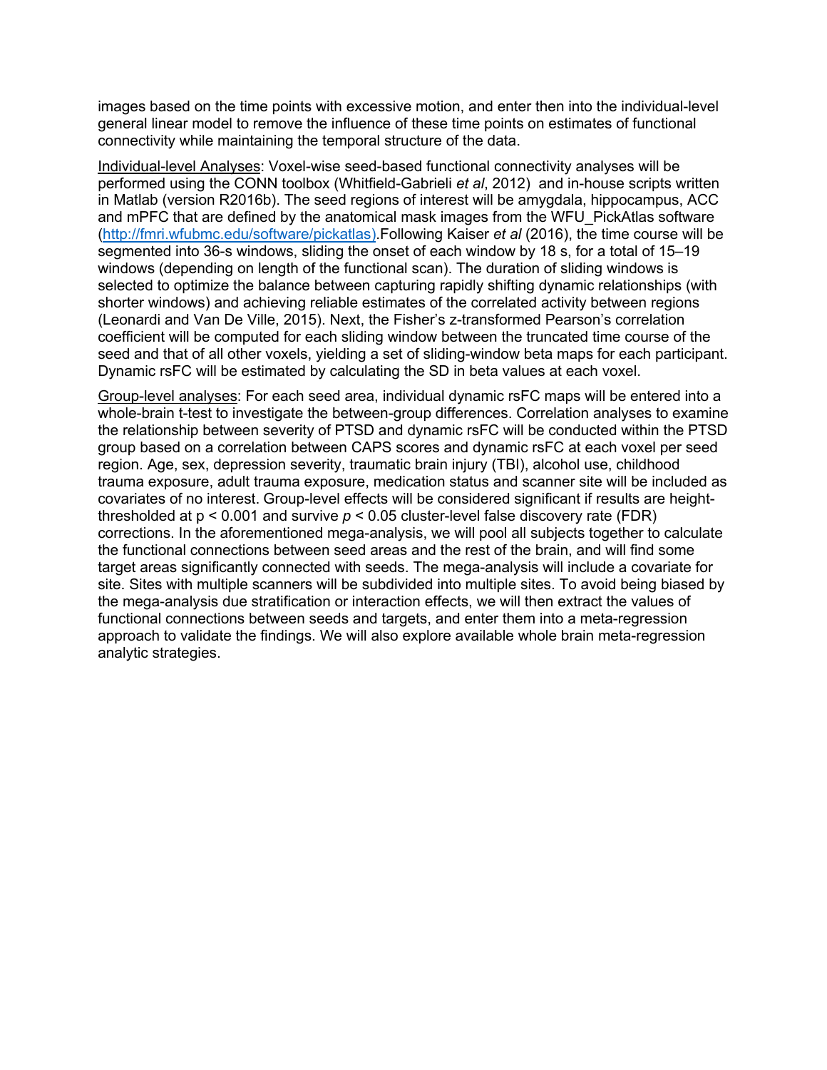images based on the time points with excessive motion, and enter then into the individual-level general linear model to remove the influence of these time points on estimates of functional connectivity while maintaining the temporal structure of the data.

Individual-level Analyses: Voxel-wise seed-based functional connectivity analyses will be performed using the CONN toolbox (Whitfield-Gabrieli *et al*, 2012) and in-house scripts written in Matlab (version R2016b). The seed regions of interest will be amygdala, hippocampus, ACC and mPFC that are defined by the anatomical mask images from the WFU_PickAtlas software (http://fmri.wfubmc.edu/software/pickatlas).Following Kaiser *et al* (2016), the time course will be segmented into 36-s windows, sliding the onset of each window by 18 s, for a total of 15–19 windows (depending on length of the functional scan). The duration of sliding windows is selected to optimize the balance between capturing rapidly shifting dynamic relationships (with shorter windows) and achieving reliable estimates of the correlated activity between regions (Leonardi and Van De Ville, 2015). Next, the Fisher's z-transformed Pearson's correlation coefficient will be computed for each sliding window between the truncated time course of the seed and that of all other voxels, yielding a set of sliding-window beta maps for each participant. Dynamic rsFC will be estimated by calculating the SD in beta values at each voxel.

Group-level analyses: For each seed area, individual dynamic rsFC maps will be entered into a whole-brain t-test to investigate the between-group differences. Correlation analyses to examine the relationship between severity of PTSD and dynamic rsFC will be conducted within the PTSD group based on a correlation between CAPS scores and dynamic rsFC at each voxel per seed region. Age, sex, depression severity, traumatic brain injury (TBI), alcohol use, childhood trauma exposure, adult trauma exposure, medication status and scanner site will be included as covariates of no interest. Group-level effects will be considered significant if results are height-thresholded at $p < 0.001$ and survive $p < 0.05$ cluster-level false discovery rate (FDR) corrections. In the aforementioned mega-analysis, we will pool all subjects together to calculate the functional connections between seed areas and the rest of the brain, and will find some target areas significantly connected with seeds. The mega-analysis will include a covariate for site. Sites with multiple scanners will be subdivided into multiple sites. To avoid being biased by the mega-analysis due stratification or interaction effects, we will then extract the values of functional connections between seeds and targets, and enter them into a meta-regression approach to validate the findings. We will also explore available whole brain meta-regression analytic strategies.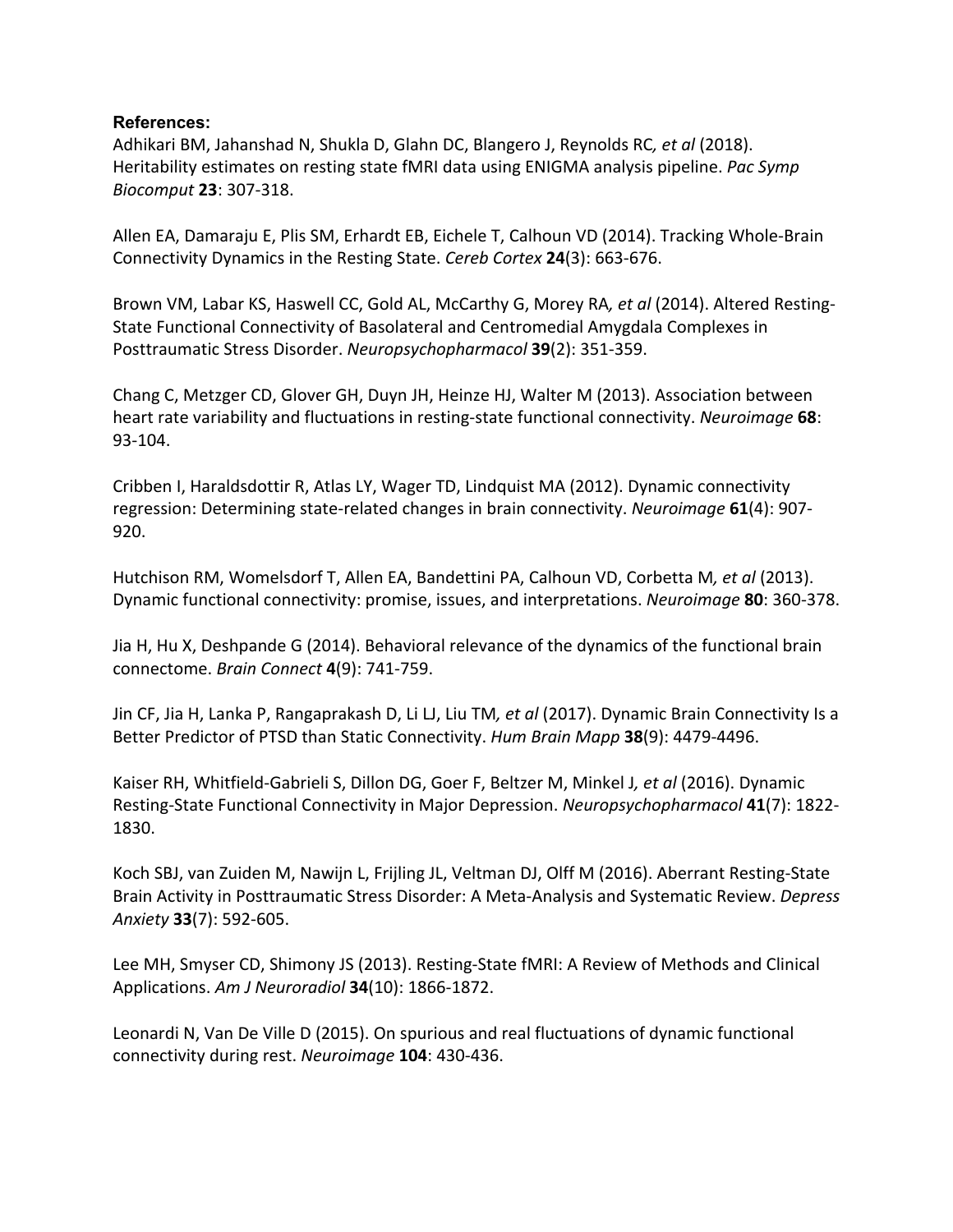**References:**

Adhikari BM, Jahanshad N, Shukla D, Glahn DC, Blangero J, Reynolds RC*, et al* (2018). Heritability estimates on resting state fMRI data using ENIGMA analysis pipeline. *Pac Symp Biocomput* **23**: 307-318.

Allen EA, Damaraju E, Plis SM, Erhardt EB, Eichele T, Calhoun VD (2014). Tracking Whole-Brain Connectivity Dynamics in the Resting State. *Cereb Cortex* **24**(3): 663-676.

Brown VM, Labar KS, Haswell CC, Gold AL, McCarthy G, Morey RA*, et al* (2014). Altered Resting-State Functional Connectivity of Basolateral and Centromedial Amygdala Complexes in Posttraumatic Stress Disorder. *Neuropsychopharmacol* **39**(2): 351-359.

Chang C, Metzger CD, Glover GH, Duyn JH, Heinze HJ, Walter M (2013). Association between heart rate variability and fluctuations in resting-state functional connectivity. *Neuroimage* **68**: 93-104.

Cribben I, Haraldsdottir R, Atlas LY, Wager TD, Lindquist MA (2012). Dynamic connectivity regression: Determining state-related changes in brain connectivity. *Neuroimage* **61**(4): 907-920.

Hutchison RM, Womelsdorf T, Allen EA, Bandettini PA, Calhoun VD, Corbetta M*, et al* (2013). Dynamic functional connectivity: promise, issues, and interpretations. *Neuroimage* **80**: 360-378.

Jia H, Hu X, Deshpande G (2014). Behavioral relevance of the dynamics of the functional brain connectome. *Brain Connect* **4**(9): 741-759.

Jin CF, Jia H, Lanka P, Rangaprakash D, Li LJ, Liu TM*, et al* (2017). Dynamic Brain Connectivity Is a Better Predictor of PTSD than Static Connectivity. *Hum Brain Mapp* **38**(9): 4479-4496.

Kaiser RH, Whitfield-Gabrieli S, Dillon DG, Goer F, Beltzer M, Minkel J*, et al* (2016). Dynamic Resting-State Functional Connectivity in Major Depression. *Neuropsychopharmacol* **41**(7): 1822-1830.

Koch SBJ, van Zuiden M, Nawijn L, Frijling JL, Veltman DJ, Olff M (2016). Aberrant Resting-State Brain Activity in Posttraumatic Stress Disorder: A Meta-Analysis and Systematic Review. *Depress Anxiety* **33**(7): 592-605.

Lee MH, Smyser CD, Shimony JS (2013). Resting-State fMRI: A Review of Methods and Clinical Applications. *Am J Neuroradiol* **34**(10): 1866-1872.

Leonardi N, Van De Ville D (2015). On spurious and real fluctuations of dynamic functional connectivity during rest. *Neuroimage* **104**: 430-436.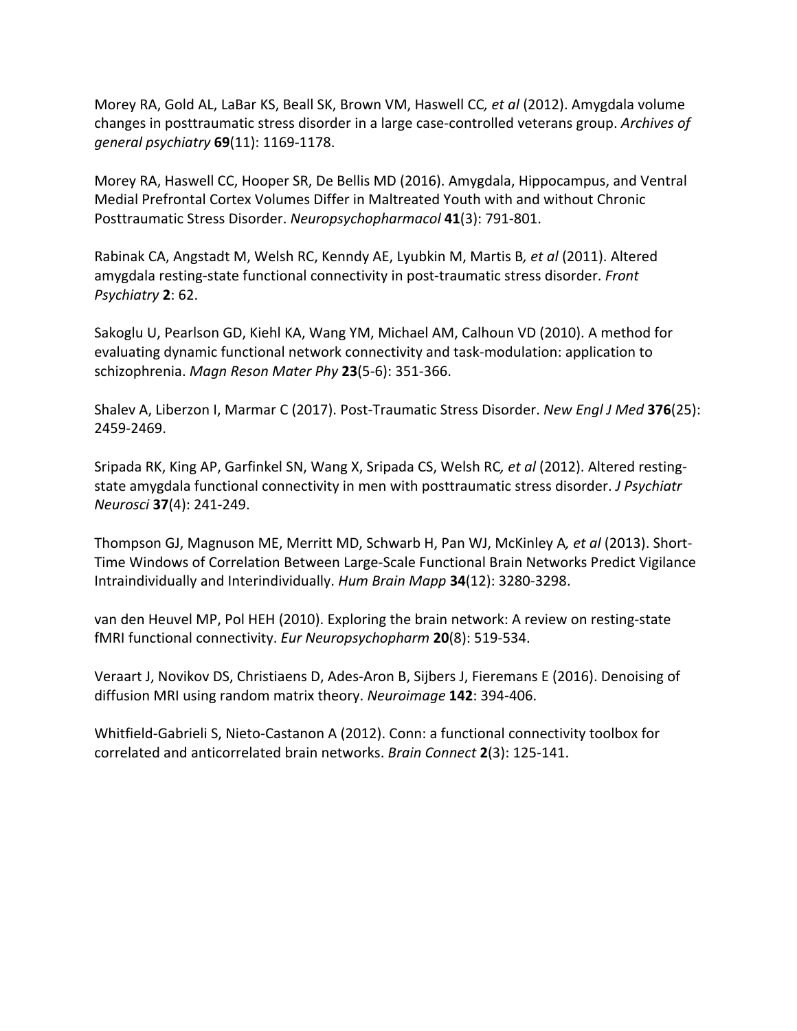Morey RA, Gold AL, LaBar KS, Beall SK, Brown VM, Haswell CC*, et al* (2012). Amygdala volume changes in posttraumatic stress disorder in a large case-controlled veterans group. *Archives of general psychiatry* **69**(11): 1169-1178.

Morey RA, Haswell CC, Hooper SR, De Bellis MD (2016). Amygdala, Hippocampus, and Ventral Medial Prefrontal Cortex Volumes Differ in Maltreated Youth with and without Chronic Posttraumatic Stress Disorder. *Neuropsychopharmacol* **41**(3): 791-801.

Rabinak CA, Angstadt M, Welsh RC, Kenndy AE, Lyubkin M, Martis B*, et al* (2011). Altered amygdala resting-state functional connectivity in post-traumatic stress disorder. *Front Psychiatry* **2**: 62.

Sakoglu U, Pearlson GD, Kiehl KA, Wang YM, Michael AM, Calhoun VD (2010). A method for evaluating dynamic functional network connectivity and task-modulation: application to schizophrenia. *Magn Reson Mater Phy* **23**(5-6): 351-366.

Shalev A, Liberzon I, Marmar C (2017). Post-Traumatic Stress Disorder. *New Engl J Med* **376**(25): 2459-2469.

Sripada RK, King AP, Garfinkel SN, Wang X, Sripada CS, Welsh RC*, et al* (2012). Altered resting-state amygdala functional connectivity in men with posttraumatic stress disorder. *J Psychiatr Neurosci* **37**(4): 241-249.

Thompson GJ, Magnuson ME, Merritt MD, Schwarb H, Pan WJ, McKinley A*, et al* (2013). Short-Time Windows of Correlation Between Large-Scale Functional Brain Networks Predict Vigilance Intraindividually and Interindividually. *Hum Brain Mapp* **34**(12): 3280-3298.

van den Heuvel MP, Pol HEH (2010). Exploring the brain network: A review on resting-state fMRI functional connectivity. *Eur Neuropsychopharm* **20**(8): 519-534.

Veraart J, Novikov DS, Christiaens D, Ades-Aron B, Sijbers J, Fieremans E (2016). Denoising of diffusion MRI using random matrix theory. *Neuroimage* **142**: 394-406.

Whitfield-Gabrieli S, Nieto-Castanon A (2012). Conn: a functional connectivity toolbox for correlated and anticorrelated brain networks. *Brain Connect* **2**(3): 125-141.